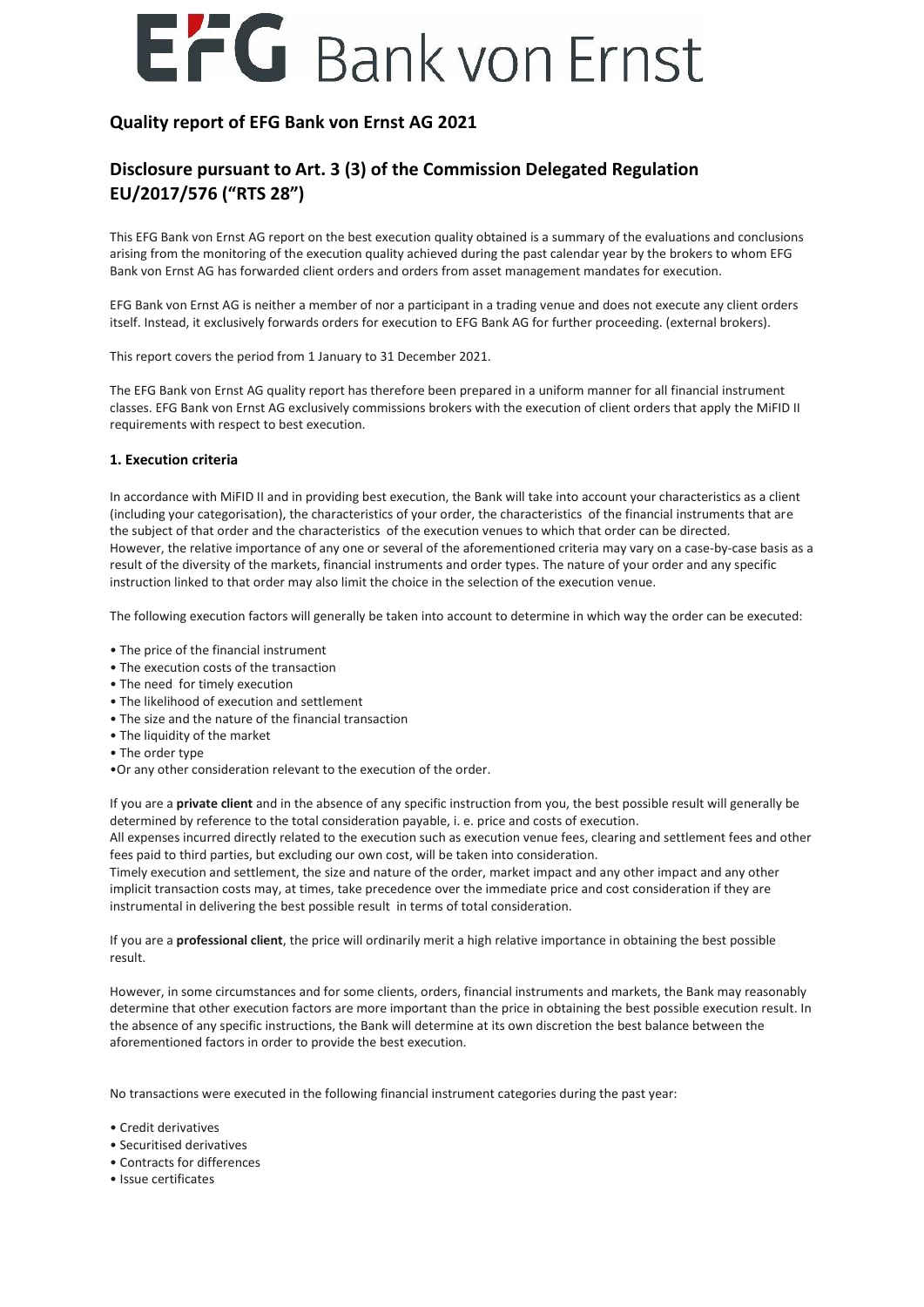# EFG Bank von Ernst

## Quality report of EFG Bank von Ernst AG 2021

## Disclosure pursuant to Art. 3 (3) of the Commission Delegated Regulation EU/2017/576 ("RTS 28")

This EFG Bank von Ernst AG report on the best execution quality obtained is a summary of the evaluations and conclusions arising from the monitoring of the execution quality achieved during the past calendar year by the brokers to whom EFG Bank von Ernst AG has forwarded client orders and orders from asset management mandates for execution.

EFG Bank von Ernst AG is neither a member of nor a participant in a trading venue and does not execute any client orders itself. Instead, it exclusively forwards orders for execution to EFG Bank AG for further proceeding. (external brokers).

This report covers the period from 1 January to 31 December 2021.

The EFG Bank von Ernst AG quality report has therefore been prepared in a uniform manner for all financial instrument classes. EFG Bank von Ernst AG exclusively commissions brokers with the execution of client orders that apply the MiFID II requirements with respect to best execution.

### 1. Execution criteria

In accordance with MiFID II and in providing best execution, the Bank will take into account your characteristics as a client (including your categorisation), the characteristics of your order, the characteristics of the financial instruments that are the subject of that order and the characteristics of the execution venues to which that order can be directed.
However, the relative importance of any one or several of the aforementioned criteria may vary on a case-by-case basis as a result of the diversity of the markets, financial instruments and order types. The nature of your order and any specific instruction linked to that order may also limit the choice in the selection of the execution venue.

The following execution factors will generally be taken into account to determine in which way the order can be executed:

- The price of the financial instrument
- The execution costs of the transaction
- The need for timely execution
- The likelihood of execution and settlement
- The size and the nature of the financial transaction
- The liquidity of the market
- The order type
- Or any other consideration relevant to the execution of the order.

If you are a **private client** and in the absence of any specific instruction from you, the best possible result will generally be determined by reference to the total consideration payable, i. e. price and costs of execution.
All expenses incurred directly related to the execution such as execution venue fees, clearing and settlement fees and other fees paid to third parties, but excluding our own cost, will be taken into consideration.
Timely execution and settlement, the size and nature of the order, market impact and any other impact and any other implicit transaction costs may, at times, take precedence over the immediate price and cost consideration if they are instrumental in delivering the best possible result in terms of total consideration.

If you are a **professional client**, the price will ordinarily merit a high relative importance in obtaining the best possible result.

However, in some circumstances and for some clients, orders, financial instruments and markets, the Bank may reasonably determine that other execution factors are more important than the price in obtaining the best possible execution result. In the absence of any specific instructions, the Bank will determine at its own discretion the best balance between the aforementioned factors in order to provide the best execution.

No transactions were executed in the following financial instrument categories during the past year:

- Credit derivatives
- Securitised derivatives
- Contracts for differences
- Issue certificates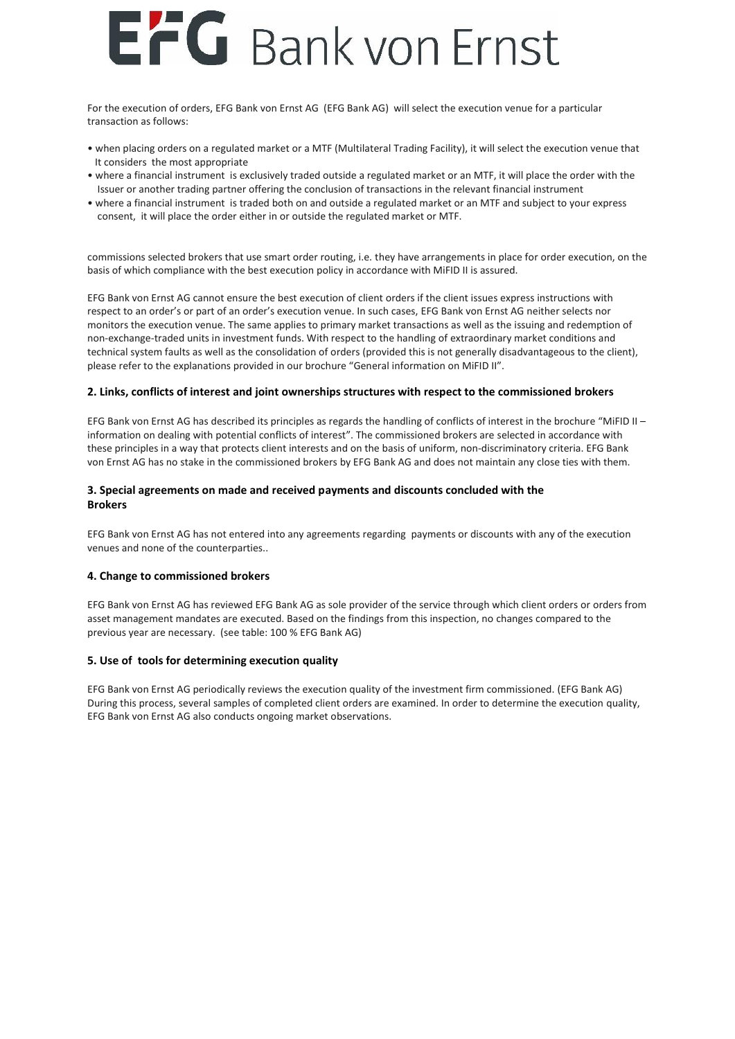# EFG Bank von Ernst

For the execution of orders, EFG Bank von Ernst AG (EFG Bank AG) will select the execution venue for a particular transaction as follows:

- when placing orders on a regulated market or a MTF (Multilateral Trading Facility), it will select the execution venue that It considers the most appropriate
- where a financial instrument is exclusively traded outside a regulated market or an MTF, it will place the order with the Issuer or another trading partner offering the conclusion of transactions in the relevant financial instrument
- where a financial instrument is traded both on and outside a regulated market or an MTF and subject to your express consent, it will place the order either in or outside the regulated market or MTF.

commissions selected brokers that use smart order routing, i.e. they have arrangements in place for order execution, on the basis of which compliance with the best execution policy in accordance with MiFID II is assured.

EFG Bank von Ernst AG cannot ensure the best execution of client orders if the client issues express instructions with respect to an order's or part of an order's execution venue. In such cases, EFG Bank von Ernst AG neither selects nor monitors the execution venue. The same applies to primary market transactions as well as the issuing and redemption of non-exchange-traded units in investment funds. With respect to the handling of extraordinary market conditions and technical system faults as well as the consolidation of orders (provided this is not generally disadvantageous to the client), please refer to the explanations provided in our brochure "General information on MiFID II".

## 2. Links, conflicts of interest and joint ownerships structures with respect to the commissioned brokers

EFG Bank von Ernst AG has described its principles as regards the handling of conflicts of interest in the brochure "MiFID II – information on dealing with potential conflicts of interest". The commissioned brokers are selected in accordance with these principles in a way that protects client interests and on the basis of uniform, non-discriminatory criteria. EFG Bank von Ernst AG has no stake in the commissioned brokers by EFG Bank AG and does not maintain any close ties with them.

## 3. Special agreements on made and received payments and discounts concluded with the Brokers

EFG Bank von Ernst AG has not entered into any agreements regarding payments or discounts with any of the execution venues and none of the counterparties..

## 4. Change to commissioned brokers

EFG Bank von Ernst AG has reviewed EFG Bank AG as sole provider of the service through which client orders or orders from asset management mandates are executed. Based on the findings from this inspection, no changes compared to the previous year are necessary. (see table: 100 % EFG Bank AG)

## 5. Use of tools for determining execution quality

EFG Bank von Ernst AG periodically reviews the execution quality of the investment firm commissioned. (EFG Bank AG) During this process, several samples of completed client orders are examined. In order to determine the execution quality, EFG Bank von Ernst AG also conducts ongoing market observations.